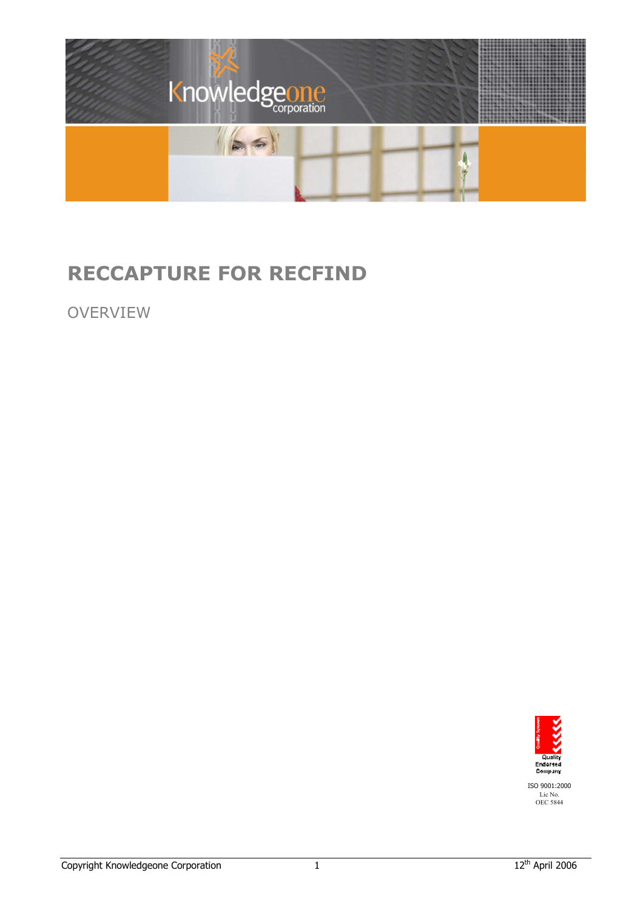# RECCAPTURE FOR RECFIND

OVERVIEW

Quality Endorsed Company

ISO 9001:2000
Lic No.
OEC 5844

Copyright Knowledgeone Corporation

12th April 2006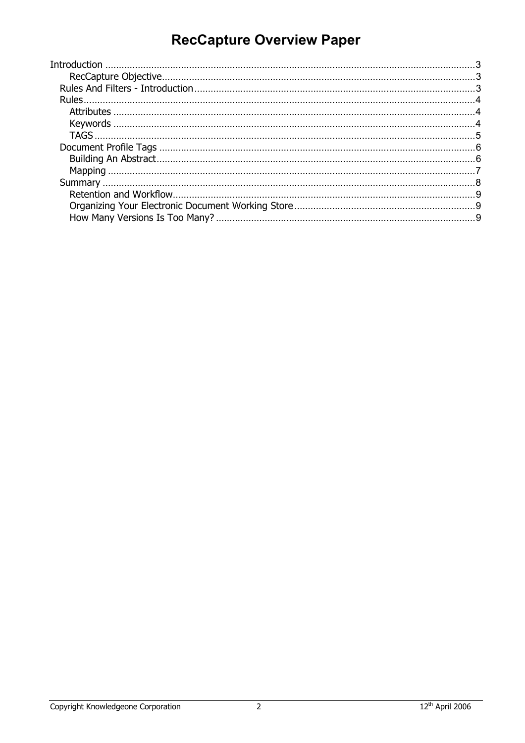# RecCapture Overview Paper

- Introduction ........ 3
    - RecCapture Objective ........ 3
  - Rules And Filters - Introduction ........ 3
  - Rules ........ 4
    - Attributes ........ 4
    - Keywords ........ 4
    - TAGS ........ 5
  - Document Profile Tags ........ 6
    - Building An Abstract ........ 6
    - Mapping ........ 7
  - Summary ........ 8
    - Retention and Workflow ........ 9
    - Organizing Your Electronic Document Working Store ........ 9
    - How Many Versions Is Too Many? ........ 9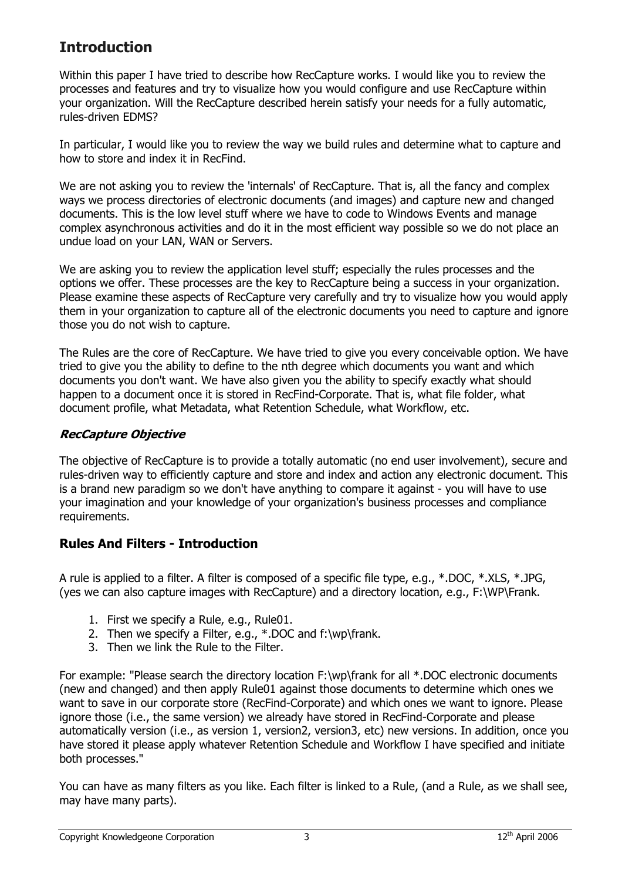## Introduction

Within this paper I have tried to describe how RecCapture works. I would like you to review the processes and features and try to visualize how you would configure and use RecCapture within your organization. Will the RecCapture described herein satisfy your needs for a fully automatic, rules-driven EDMS?

In particular, I would like you to review the way we build rules and determine what to capture and how to store and index it in RecFind.

We are not asking you to review the 'internals' of RecCapture. That is, all the fancy and complex ways we process directories of electronic documents (and images) and capture new and changed documents. This is the low level stuff where we have to code to Windows Events and manage complex asynchronous activities and do it in the most efficient way possible so we do not place an undue load on your LAN, WAN or Servers.

We are asking you to review the application level stuff; especially the rules processes and the options we offer. These processes are the key to RecCapture being a success in your organization. Please examine these aspects of RecCapture very carefully and try to visualize how you would apply them in your organization to capture all of the electronic documents you need to capture and ignore those you do not wish to capture.

The Rules are the core of RecCapture. We have tried to give you every conceivable option. We have tried to give you the ability to define to the nth degree which documents you want and which documents you don't want. We have also given you the ability to specify exactly what should happen to a document once it is stored in RecFind-Corporate. That is, what file folder, what document profile, what Metadata, what Retention Schedule, what Workflow, etc.

### *RecCapture Objective*

The objective of RecCapture is to provide a totally automatic (no end user involvement), secure and rules-driven way to efficiently capture and store and index and action any electronic document. This is a brand new paradigm so we don't have anything to compare it against - you will have to use your imagination and your knowledge of your organization's business processes and compliance requirements.

## Rules And Filters - Introduction

A rule is applied to a filter. A filter is composed of a specific file type, e.g., *.DOC, *.XLS, *.JPG, (yes we can also capture images with RecCapture) and a directory location, e.g., F:\WP\Frank.

1. First we specify a Rule, e.g., Rule01.
2. Then we specify a Filter, e.g., *.DOC and f:\wp\frank.
3. Then we link the Rule to the Filter.

For example: "Please search the directory location F:\wp\frank for all *.DOC electronic documents (new and changed) and then apply Rule01 against those documents to determine which ones we want to save in our corporate store (RecFind-Corporate) and which ones we want to ignore. Please ignore those (i.e., the same version) we already have stored in RecFind-Corporate and please automatically version (i.e., as version 1, version2, version3, etc) new versions. In addition, once you have stored it please apply whatever Retention Schedule and Workflow I have specified and initiate both processes."

You can have as many filters as you like. Each filter is linked to a Rule, (and a Rule, as we shall see, may have many parts).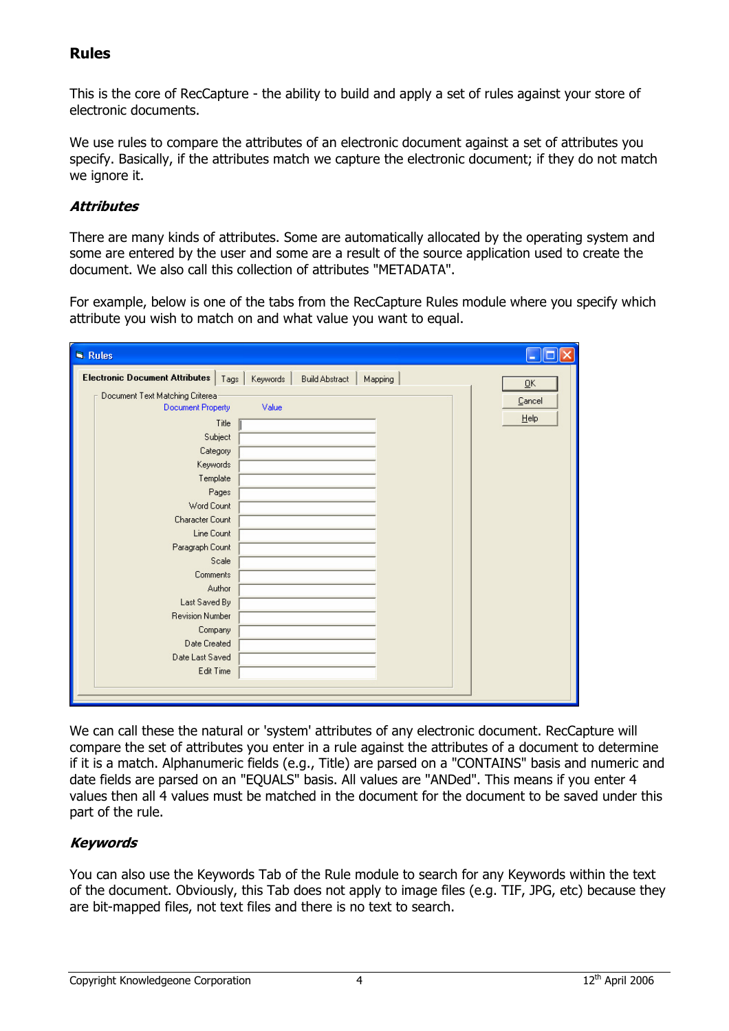## Rules

This is the core of RecCapture - the ability to build and apply a set of rules against your store of electronic documents.

We use rules to compare the attributes of an electronic document against a set of attributes you specify. Basically, if the attributes match we capture the electronic document; if they do not match we ignore it.

### *Attributes*

There are many kinds of attributes. Some are automatically allocated by the operating system and some are entered by the user and some are a result of the source application used to create the document. We also call this collection of attributes "METADATA".

For example, below is one of the tabs from the RecCapture Rules module where you specify which attribute you wish to match on and what value you want to equal.

We can call these the natural or 'system' attributes of any electronic document. RecCapture will compare the set of attributes you enter in a rule against the attributes of a document to determine if it is a match. Alphanumeric fields (e.g., Title) are parsed on a "CONTAINS" basis and numeric and date fields are parsed on an "EQUALS" basis. All values are "ANDed". This means if you enter 4 values then all 4 values must be matched in the document for the document to be saved under this part of the rule.

### *Keywords*

You can also use the Keywords Tab of the Rule module to search for any Keywords within the text of the document. Obviously, this Tab does not apply to image files (e.g. TIF, JPG, etc) because they are bit-mapped files, not text files and there is no text to search.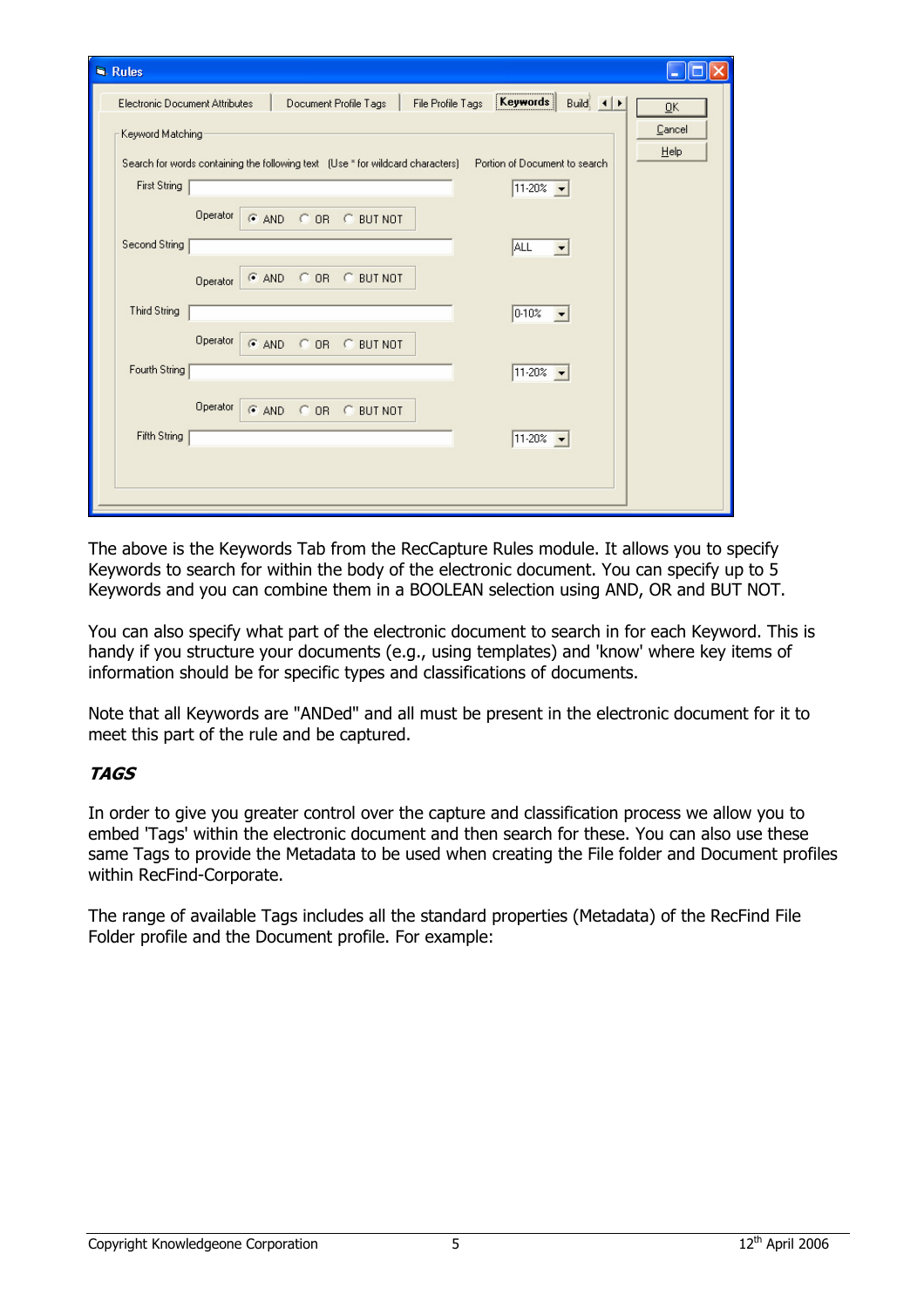The above is the Keywords Tab from the RecCapture Rules module. It allows you to specify Keywords to search for within the body of the electronic document. You can specify up to 5 Keywords and you can combine them in a BOOLEAN selection using AND, OR and BUT NOT.

You can also specify what part of the electronic document to search in for each Keyword. This is handy if you structure your documents (e.g., using templates) and 'know' where key items of information should be for specific types and classifications of documents.

Note that all Keywords are "ANDed" and all must be present in the electronic document for it to meet this part of the rule and be captured.

### *TAGS*

In order to give you greater control over the capture and classification process we allow you to embed 'Tags' within the electronic document and then search for these. You can also use these same Tags to provide the Metadata to be used when creating the File folder and Document profiles within RecFind-Corporate.

The range of available Tags includes all the standard properties (Metadata) of the RecFind File Folder profile and the Document profile. For example: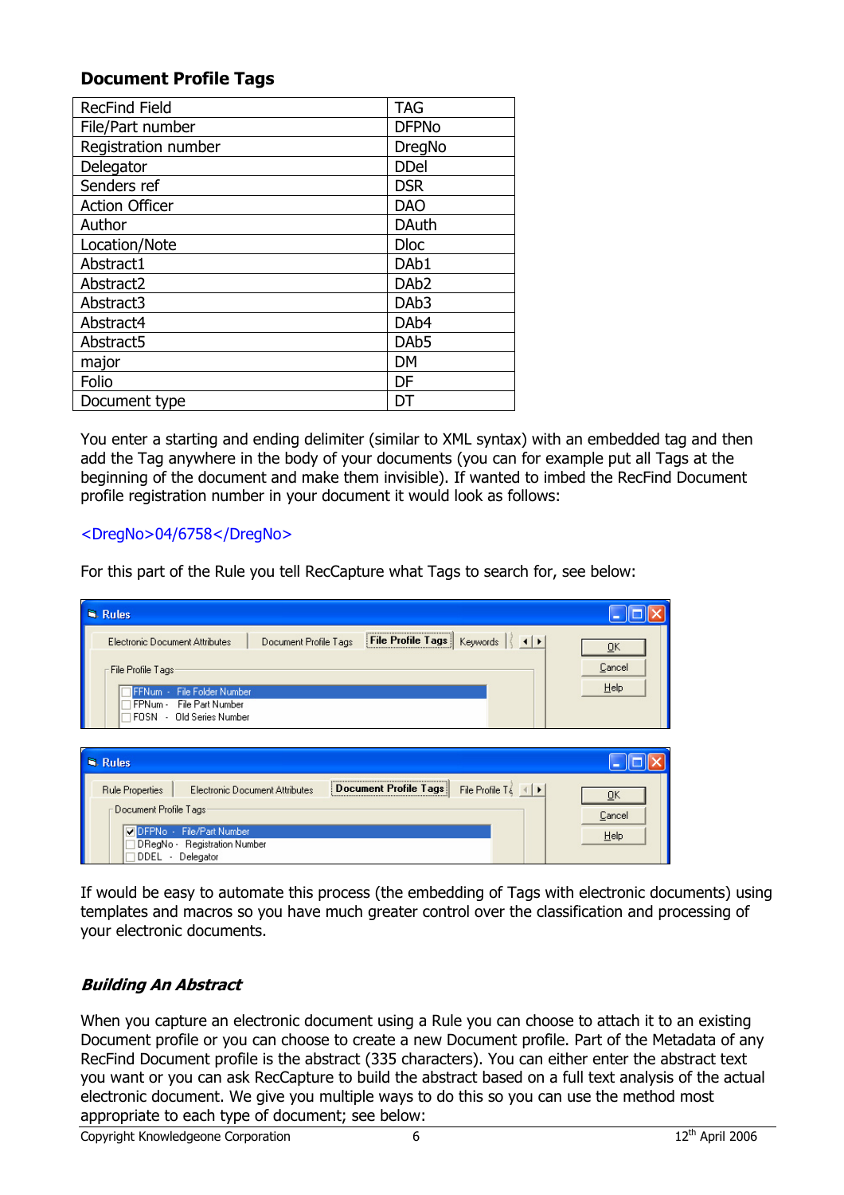## Document Profile Tags

| RecFind Field | TAG |
|---|---|
| File/Part number | DFPNo |
| Registration number | DregNo |
| Delegator | DDel |
| Senders ref | DSR |
| Action Officer | DAO |
| Author | DAuth |
| Location/Note | Dloc |
| Abstract1 | DAb1 |
| Abstract2 | DAb2 |
| Abstract3 | DAb3 |
| Abstract4 | DAb4 |
| Abstract5 | DAb5 |
| major | DM |
| Folio | DF |
| Document type | DT |

You enter a starting and ending delimiter (similar to XML syntax) with an embedded tag and then add the Tag anywhere in the body of your documents (you can for example put all Tags at the beginning of the document and make them invisible). If wanted to imbed the RecFind Document profile registration number in your document it would look as follows:

<DregNo>04/6758</DregNo>

For this part of the Rule you tell RecCapture what Tags to search for, see below:

Rules

Electronic Document Attributes | Document Profile Tags | File Profile Tags | Keywords

File Profile Tags

FFNum - File Folder Number
FPNum - File Part Number
FOSN - Old Series Number

OK
Cancel
Help

Rules

Rule Properties | Electronic Document Attributes | Document Profile Tags | File Profile Ta

Document Profile Tags

DFPNo - File/Part Number
DRegNo - Registration Number
DDEL - Delegator

OK
Cancel
Help

If would be easy to automate this process (the embedding of Tags with electronic documents) using templates and macros so you have much greater control over the classification and processing of your electronic documents.

### *Building An Abstract*

When you capture an electronic document using a Rule you can choose to attach it to an existing Document profile or you can choose to create a new Document profile. Part of the Metadata of any RecFind Document profile is the abstract (335 characters). You can either enter the abstract text you want or you can ask RecCapture to build the abstract based on a full text analysis of the actual electronic document. We give you multiple ways to do this so you can use the method most appropriate to each type of document; see below: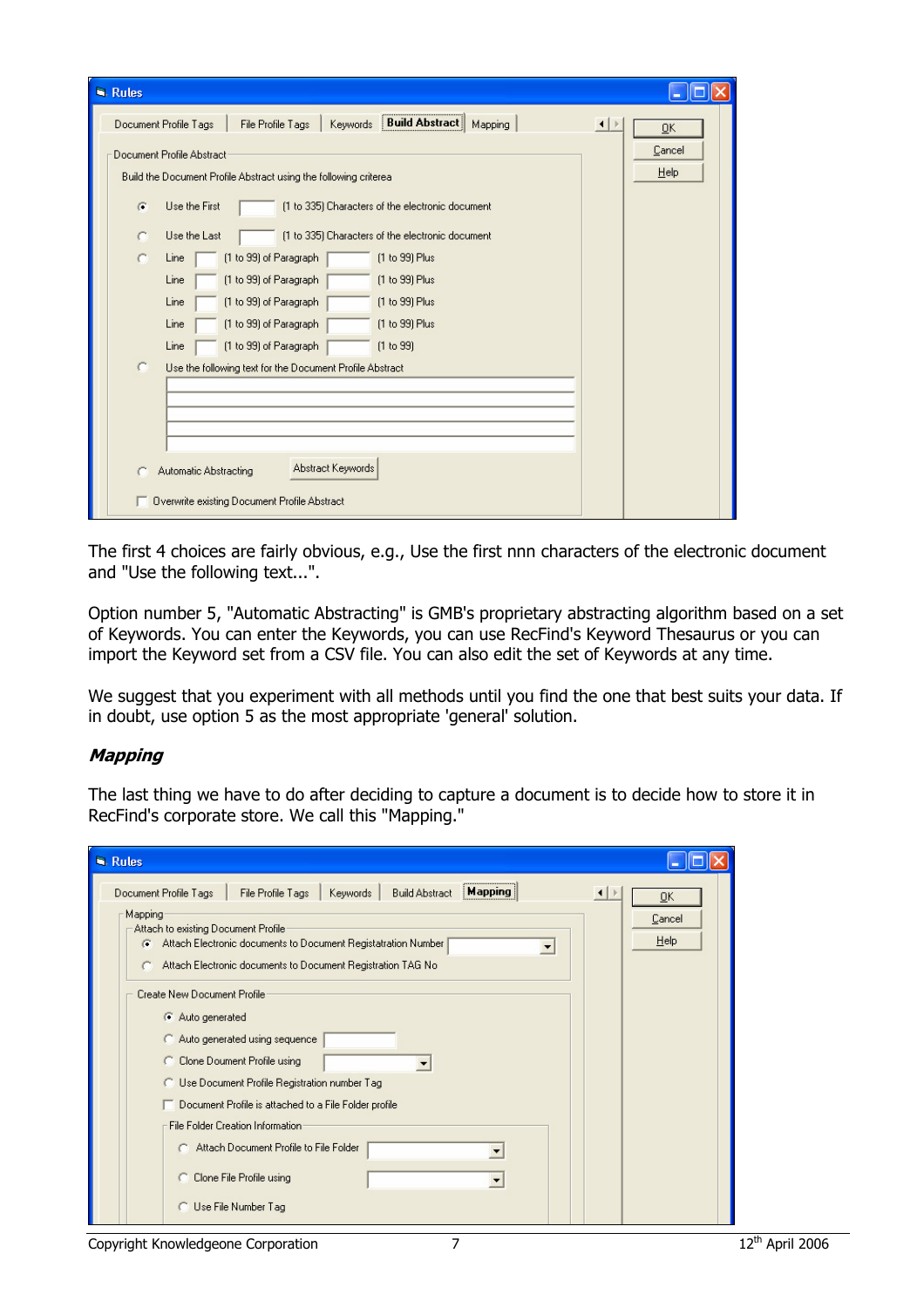The first 4 choices are fairly obvious, e.g., Use the first nnn characters of the electronic document and "Use the following text...".

Option number 5, "Automatic Abstracting" is GMB's proprietary abstracting algorithm based on a set of Keywords. You can enter the Keywords, you can use RecFind's Keyword Thesaurus or you can import the Keyword set from a CSV file. You can also edit the set of Keywords at any time.

We suggest that you experiment with all methods until you find the one that best suits your data. If in doubt, use option 5 as the most appropriate 'general' solution.

### *Mapping*

The last thing we have to do after deciding to capture a document is to decide how to store it in RecFind's corporate store. We call this "Mapping."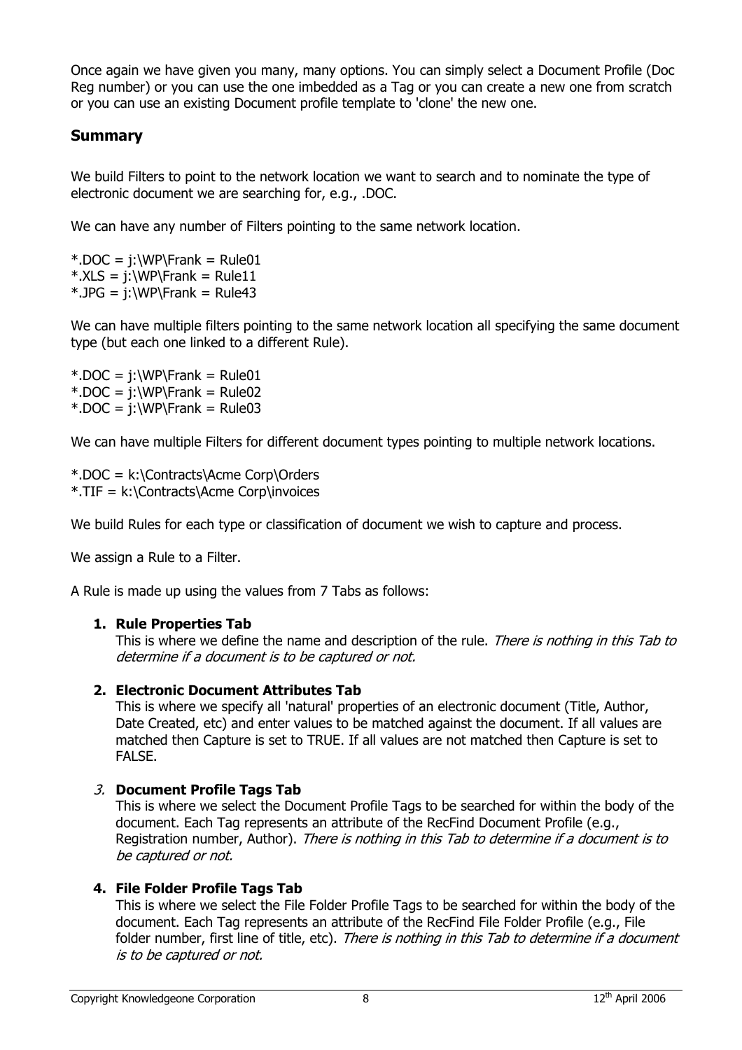Once again we have given you many, many options. You can simply select a Document Profile (Doc Reg number) or you can use the one imbedded as a Tag or you can create a new one from scratch or you can use an existing Document profile template to 'clone' the new one.

## Summary

We build Filters to point to the network location we want to search and to nominate the type of electronic document we are searching for, e.g., .DOC.

We can have any number of Filters pointing to the same network location.

*.DOC = j:\WP\Frank = Rule01
*.XLS = j:\WP\Frank = Rule11
*.JPG = j:\WP\Frank = Rule43

We can have multiple filters pointing to the same network location all specifying the same document type (but each one linked to a different Rule).

*.DOC = j:\WP\Frank = Rule01
*.DOC = j:\WP\Frank = Rule02
*.DOC = j:\WP\Frank = Rule03

We can have multiple Filters for different document types pointing to multiple network locations.

*.DOC = k:\Contracts\Acme Corp\Orders
*.TIF = k:\Contracts\Acme Corp\invoices

We build Rules for each type or classification of document we wish to capture and process.

We assign a Rule to a Filter.

A Rule is made up using the values from 7 Tabs as follows:

1. **Rule Properties Tab**
   This is where we define the name and description of the rule. *There is nothing in this Tab to determine if a document is to be captured or not.*

2. **Electronic Document Attributes Tab**
   This is where we specify all 'natural' properties of an electronic document (Title, Author, Date Created, etc) and enter values to be matched against the document. If all values are matched then Capture is set to TRUE. If all values are not matched then Capture is set to FALSE.

3. **Document Profile Tags Tab**
   This is where we select the Document Profile Tags to be searched for within the body of the document. Each Tag represents an attribute of the RecFind Document Profile (e.g., Registration number, Author). *There is nothing in this Tab to determine if a document is to be captured or not.*

4. **File Folder Profile Tags Tab**
   This is where we select the File Folder Profile Tags to be searched for within the body of the document. Each Tag represents an attribute of the RecFind File Folder Profile (e.g., File folder number, first line of title, etc). *There is nothing in this Tab to determine if a document is to be captured or not.*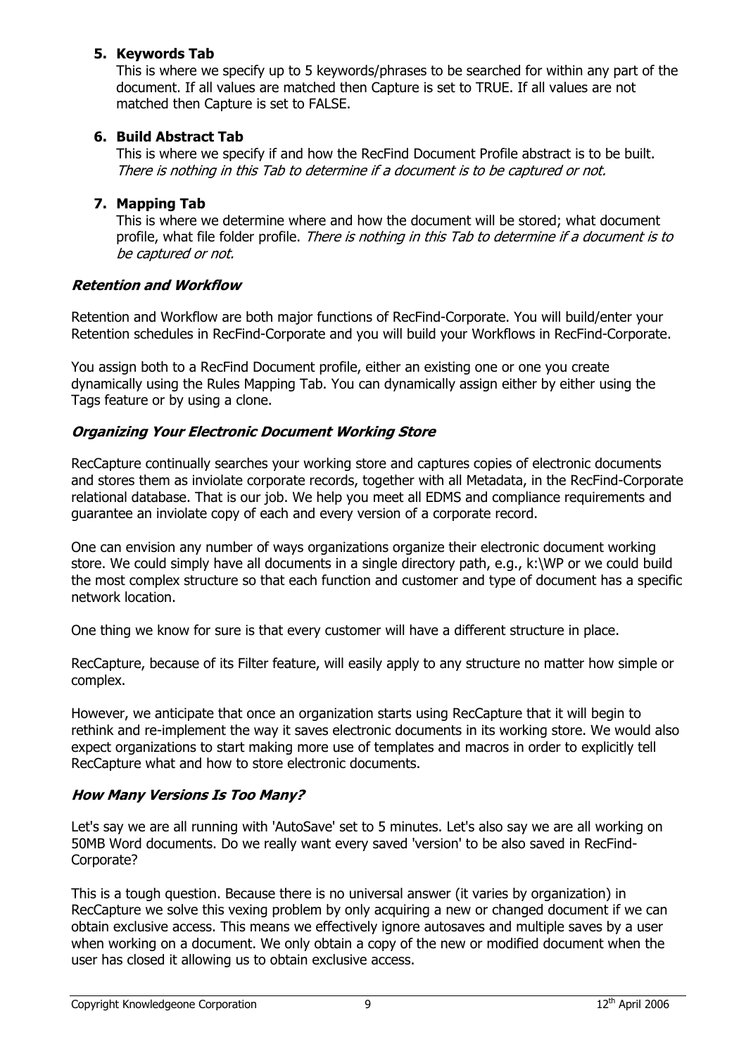5. **Keywords Tab**
   This is where we specify up to 5 keywords/phrases to be searched for within any part of the document. If all values are matched then Capture is set to TRUE. If all values are not matched then Capture is set to FALSE.

6. **Build Abstract Tab**
   This is where we specify if and how the RecFind Document Profile abstract is to be built. *There is nothing in this Tab to determine if a document is to be captured or not.*

7. **Mapping Tab**
   This is where we determine where and how the document will be stored; what document profile, what file folder profile. *There is nothing in this Tab to determine if a document is to be captured or not.*

### *Retention and Workflow*

Retention and Workflow are both major functions of RecFind-Corporate. You will build/enter your Retention schedules in RecFind-Corporate and you will build your Workflows in RecFind-Corporate.

You assign both to a RecFind Document profile, either an existing one or one you create dynamically using the Rules Mapping Tab. You can dynamically assign either by either using the Tags feature or by using a clone.

### *Organizing Your Electronic Document Working Store*

RecCapture continually searches your working store and captures copies of electronic documents and stores them as inviolate corporate records, together with all Metadata, in the RecFind-Corporate relational database. That is our job. We help you meet all EDMS and compliance requirements and guarantee an inviolate copy of each and every version of a corporate record.

One can envision any number of ways organizations organize their electronic document working store. We could simply have all documents in a single directory path, e.g., k:\WP or we could build the most complex structure so that each function and customer and type of document has a specific network location.

One thing we know for sure is that every customer will have a different structure in place.

RecCapture, because of its Filter feature, will easily apply to any structure no matter how simple or complex.

However, we anticipate that once an organization starts using RecCapture that it will begin to rethink and re-implement the way it saves electronic documents in its working store. We would also expect organizations to start making more use of templates and macros in order to explicitly tell RecCapture what and how to store electronic documents.

### *How Many Versions Is Too Many?*

Let's say we are all running with 'AutoSave' set to 5 minutes. Let's also say we are all working on 50MB Word documents. Do we really want every saved 'version' to be also saved in RecFind-Corporate?

This is a tough question. Because there is no universal answer (it varies by organization) in RecCapture we solve this vexing problem by only acquiring a new or changed document if we can obtain exclusive access. This means we effectively ignore autosaves and multiple saves by a user when working on a document. We only obtain a copy of the new or modified document when the user has closed it allowing us to obtain exclusive access.